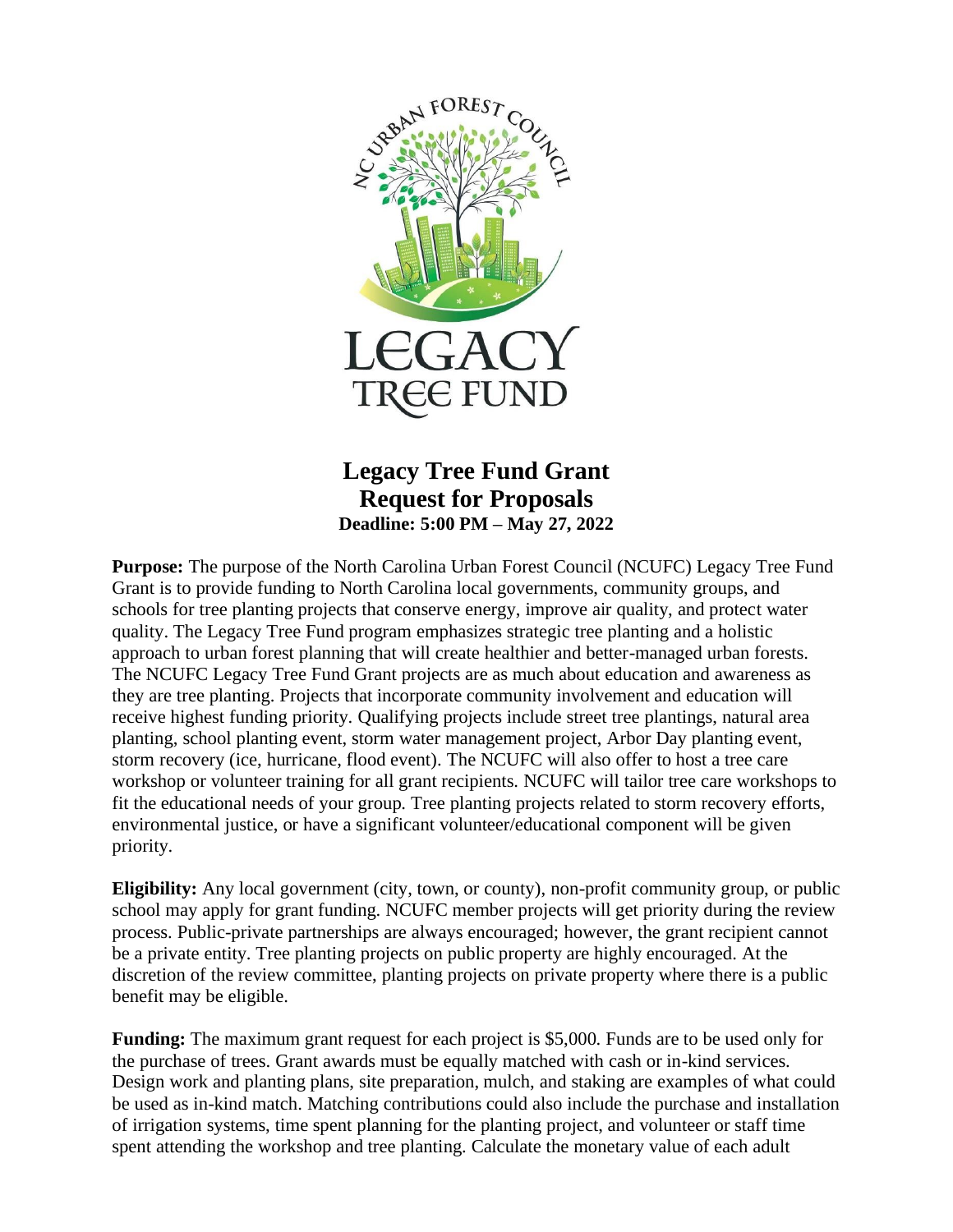# Legacy Tree Fund Grant
# Request for Proposals

**Deadline: 5:00 PM – May 27, 2022**

**Purpose:** The purpose of the North Carolina Urban Forest Council (NCUFC) Legacy Tree Fund Grant is to provide funding to North Carolina local governments, community groups, and schools for tree planting projects that conserve energy, improve air quality, and protect water quality. The Legacy Tree Fund program emphasizes strategic tree planting and a holistic approach to urban forest planning that will create healthier and better-managed urban forests. The NCUFC Legacy Tree Fund Grant projects are as much about education and awareness as they are tree planting. Projects that incorporate community involvement and education will receive highest funding priority. Qualifying projects include street tree plantings, natural area planting, school planting event, storm water management project, Arbor Day planting event, storm recovery (ice, hurricane, flood event). The NCUFC will also offer to host a tree care workshop or volunteer training for all grant recipients. NCUFC will tailor tree care workshops to fit the educational needs of your group. Tree planting projects related to storm recovery efforts, environmental justice, or have a significant volunteer/educational component will be given priority.

**Eligibility:** Any local government (city, town, or county), non-profit community group, or public school may apply for grant funding. NCUFC member projects will get priority during the review process. Public-private partnerships are always encouraged; however, the grant recipient cannot be a private entity. Tree planting projects on public property are highly encouraged. At the discretion of the review committee, planting projects on private property where there is a public benefit may be eligible.

**Funding:** The maximum grant request for each project is $5,000. Funds are to be used only for the purchase of trees. Grant awards must be equally matched with cash or in-kind services. Design work and planting plans, site preparation, mulch, and staking are examples of what could be used as in-kind match. Matching contributions could also include the purchase and installation of irrigation systems, time spent planning for the planting project, and volunteer or staff time spent attending the workshop and tree planting. Calculate the monetary value of each adult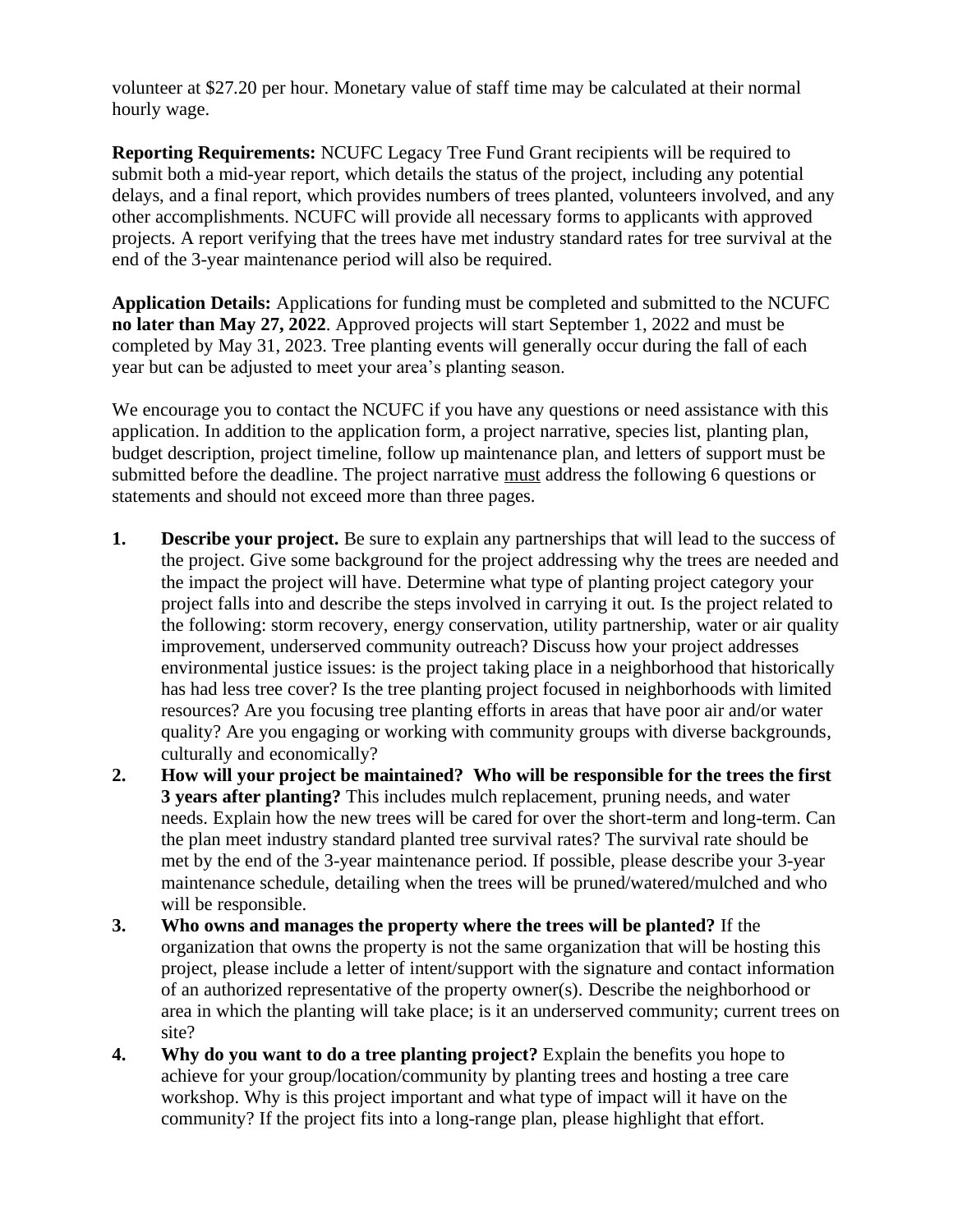volunteer at $27.20 per hour. Monetary value of staff time may be calculated at their normal hourly wage.

**Reporting Requirements:** NCUFC Legacy Tree Fund Grant recipients will be required to submit both a mid-year report, which details the status of the project, including any potential delays, and a final report, which provides numbers of trees planted, volunteers involved, and any other accomplishments. NCUFC will provide all necessary forms to applicants with approved projects. A report verifying that the trees have met industry standard rates for tree survival at the end of the 3-year maintenance period will also be required.

**Application Details:** Applications for funding must be completed and submitted to the NCUFC **no later than May 27, 2022**. Approved projects will start September 1, 2022 and must be completed by May 31, 2023. Tree planting events will generally occur during the fall of each year but can be adjusted to meet your area's planting season.

We encourage you to contact the NCUFC if you have any questions or need assistance with this application. In addition to the application form, a project narrative, species list, planting plan, budget description, project timeline, follow up maintenance plan, and letters of support must be submitted before the deadline. The project narrative must address the following 6 questions or statements and should not exceed more than three pages.

1. **Describe your project.** Be sure to explain any partnerships that will lead to the success of the project. Give some background for the project addressing why the trees are needed and the impact the project will have. Determine what type of planting project category your project falls into and describe the steps involved in carrying it out. Is the project related to the following: storm recovery, energy conservation, utility partnership, water or air quality improvement, underserved community outreach? Discuss how your project addresses environmental justice issues: is the project taking place in a neighborhood that historically has had less tree cover? Is the tree planting project focused in neighborhoods with limited resources? Are you focusing tree planting efforts in areas that have poor air and/or water quality? Are you engaging or working with community groups with diverse backgrounds, culturally and economically?
2. **How will your project be maintained? Who will be responsible for the trees the first 3 years after planting?** This includes mulch replacement, pruning needs, and water needs. Explain how the new trees will be cared for over the short-term and long-term. Can the plan meet industry standard planted tree survival rates? The survival rate should be met by the end of the 3-year maintenance period. If possible, please describe your 3-year maintenance schedule, detailing when the trees will be pruned/watered/mulched and who will be responsible.
3. **Who owns and manages the property where the trees will be planted?** If the organization that owns the property is not the same organization that will be hosting this project, please include a letter of intent/support with the signature and contact information of an authorized representative of the property owner(s). Describe the neighborhood or area in which the planting will take place; is it an underserved community; current trees on site?
4. **Why do you want to do a tree planting project?** Explain the benefits you hope to achieve for your group/location/community by planting trees and hosting a tree care workshop. Why is this project important and what type of impact will it have on the community? If the project fits into a long-range plan, please highlight that effort.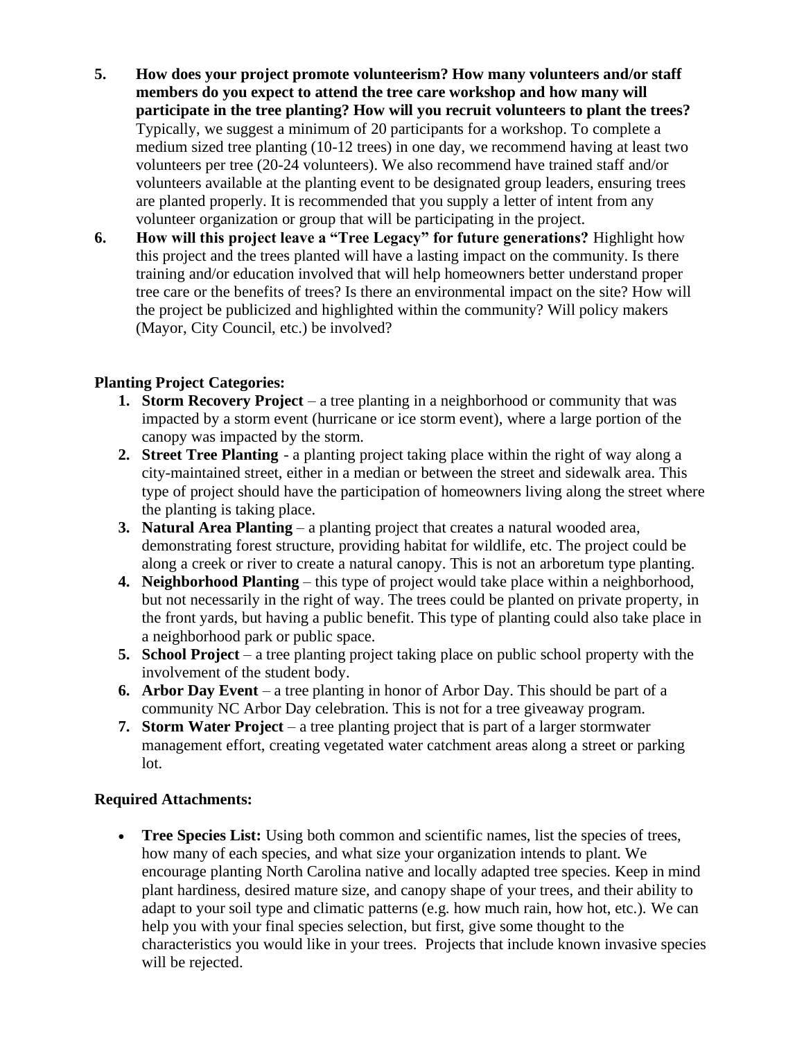5. **How does your project promote volunteerism? How many volunteers and/or staff members do you expect to attend the tree care workshop and how many will participate in the tree planting? How will you recruit volunteers to plant the trees?** Typically, we suggest a minimum of 20 participants for a workshop. To complete a medium sized tree planting (10-12 trees) in one day, we recommend having at least two volunteers per tree (20-24 volunteers). We also recommend have trained staff and/or volunteers available at the planting event to be designated group leaders, ensuring trees are planted properly. It is recommended that you supply a letter of intent from any volunteer organization or group that will be participating in the project.
6. **How will this project leave a "Tree Legacy" for future generations?** Highlight how this project and the trees planted will have a lasting impact on the community. Is there training and/or education involved that will help homeowners better understand proper tree care or the benefits of trees? Is there an environmental impact on the site? How will the project be publicized and highlighted within the community? Will policy makers (Mayor, City Council, etc.) be involved?

**Planting Project Categories:**

1. **Storm Recovery Project** – a tree planting in a neighborhood or community that was impacted by a storm event (hurricane or ice storm event), where a large portion of the canopy was impacted by the storm.
2. **Street Tree Planting** - a planting project taking place within the right of way along a city-maintained street, either in a median or between the street and sidewalk area. This type of project should have the participation of homeowners living along the street where the planting is taking place.
3. **Natural Area Planting** – a planting project that creates a natural wooded area, demonstrating forest structure, providing habitat for wildlife, etc. The project could be along a creek or river to create a natural canopy. This is not an arboretum type planting.
4. **Neighborhood Planting** – this type of project would take place within a neighborhood, but not necessarily in the right of way. The trees could be planted on private property, in the front yards, but having a public benefit. This type of planting could also take place in a neighborhood park or public space.
5. **School Project** – a tree planting project taking place on public school property with the involvement of the student body.
6. **Arbor Day Event** – a tree planting in honor of Arbor Day. This should be part of a community NC Arbor Day celebration. This is not for a tree giveaway program.
7. **Storm Water Project** – a tree planting project that is part of a larger stormwater management effort, creating vegetated water catchment areas along a street or parking lot.

**Required Attachments:**

- **Tree Species List:** Using both common and scientific names, list the species of trees, how many of each species, and what size your organization intends to plant. We encourage planting North Carolina native and locally adapted tree species. Keep in mind plant hardiness, desired mature size, and canopy shape of your trees, and their ability to adapt to your soil type and climatic patterns (e.g. how much rain, how hot, etc.). We can help you with your final species selection, but first, give some thought to the characteristics you would like in your trees. Projects that include known invasive species will be rejected.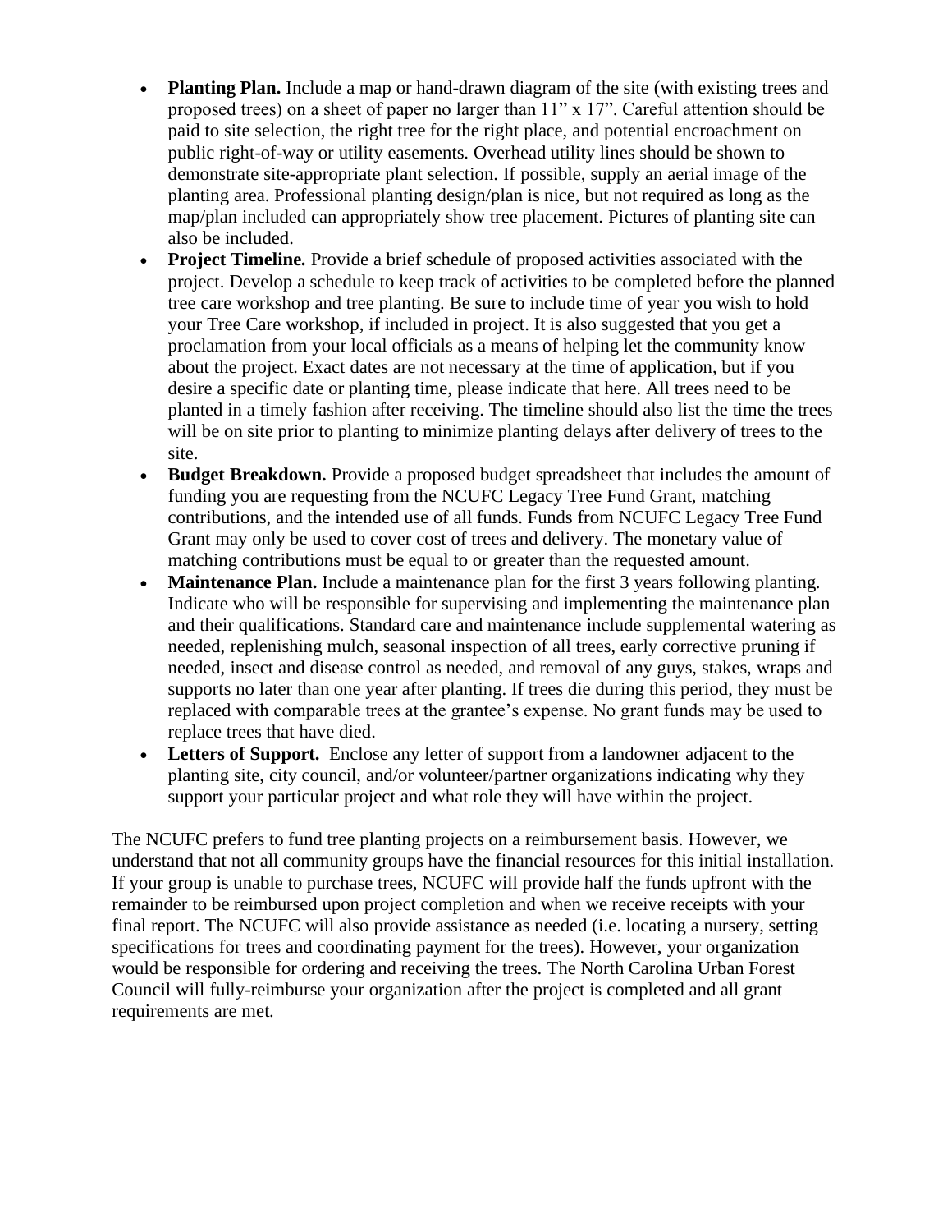- **Planting Plan.** Include a map or hand-drawn diagram of the site (with existing trees and proposed trees) on a sheet of paper no larger than 11" x 17". Careful attention should be paid to site selection, the right tree for the right place, and potential encroachment on public right-of-way or utility easements. Overhead utility lines should be shown to demonstrate site-appropriate plant selection. If possible, supply an aerial image of the planting area. Professional planting design/plan is nice, but not required as long as the map/plan included can appropriately show tree placement. Pictures of planting site can also be included.
- **Project Timeline.** Provide a brief schedule of proposed activities associated with the project. Develop a schedule to keep track of activities to be completed before the planned tree care workshop and tree planting. Be sure to include time of year you wish to hold your Tree Care workshop, if included in project. It is also suggested that you get a proclamation from your local officials as a means of helping let the community know about the project. Exact dates are not necessary at the time of application, but if you desire a specific date or planting time, please indicate that here. All trees need to be planted in a timely fashion after receiving. The timeline should also list the time the trees will be on site prior to planting to minimize planting delays after delivery of trees to the site.
- **Budget Breakdown.** Provide a proposed budget spreadsheet that includes the amount of funding you are requesting from the NCUFC Legacy Tree Fund Grant, matching contributions, and the intended use of all funds. Funds from NCUFC Legacy Tree Fund Grant may only be used to cover cost of trees and delivery. The monetary value of matching contributions must be equal to or greater than the requested amount.
- **Maintenance Plan.** Include a maintenance plan for the first 3 years following planting. Indicate who will be responsible for supervising and implementing the maintenance plan and their qualifications. Standard care and maintenance include supplemental watering as needed, replenishing mulch, seasonal inspection of all trees, early corrective pruning if needed, insect and disease control as needed, and removal of any guys, stakes, wraps and supports no later than one year after planting. If trees die during this period, they must be replaced with comparable trees at the grantee's expense. No grant funds may be used to replace trees that have died.
- **Letters of Support.** Enclose any letter of support from a landowner adjacent to the planting site, city council, and/or volunteer/partner organizations indicating why they support your particular project and what role they will have within the project.

The NCUFC prefers to fund tree planting projects on a reimbursement basis. However, we understand that not all community groups have the financial resources for this initial installation. If your group is unable to purchase trees, NCUFC will provide half the funds upfront with the remainder to be reimbursed upon project completion and when we receive receipts with your final report. The NCUFC will also provide assistance as needed (i.e. locating a nursery, setting specifications for trees and coordinating payment for the trees). However, your organization would be responsible for ordering and receiving the trees. The North Carolina Urban Forest Council will fully-reimburse your organization after the project is completed and all grant requirements are met.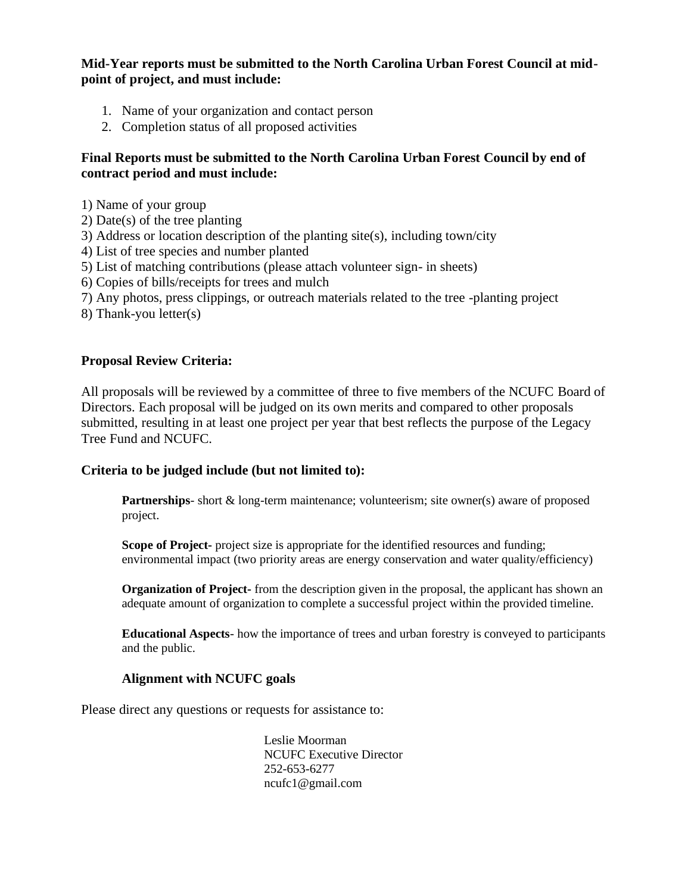**Mid-Year reports must be submitted to the North Carolina Urban Forest Council at mid-point of project, and must include:**

1. Name of your organization and contact person
2. Completion status of all proposed activities

**Final Reports must be submitted to the North Carolina Urban Forest Council by end of contract period and must include:**

1) Name of your group
2) Date(s) of the tree planting
3) Address or location description of the planting site(s), including town/city
4) List of tree species and number planted
5) List of matching contributions (please attach volunteer sign- in sheets)
6) Copies of bills/receipts for trees and mulch
7) Any photos, press clippings, or outreach materials related to the tree -planting project
8) Thank-you letter(s)

**Proposal Review Criteria:**

All proposals will be reviewed by a committee of three to five members of the NCUFC Board of Directors. Each proposal will be judged on its own merits and compared to other proposals submitted, resulting in at least one project per year that best reflects the purpose of the Legacy Tree Fund and NCUFC.

**Criteria to be judged include (but not limited to):**

**Partnerships**- short & long-term maintenance; volunteerism; site owner(s) aware of proposed project.

**Scope of Project-** project size is appropriate for the identified resources and funding; environmental impact (two priority areas are energy conservation and water quality/efficiency)

**Organization of Project-** from the description given in the proposal, the applicant has shown an adequate amount of organization to complete a successful project within the provided timeline.

**Educational Aspects**- how the importance of trees and urban forestry is conveyed to participants and the public.

**Alignment with NCUFC goals**

Please direct any questions or requests for assistance to:

Leslie Moorman
NCUFC Executive Director
252-653-6277
ncufc1@gmail.com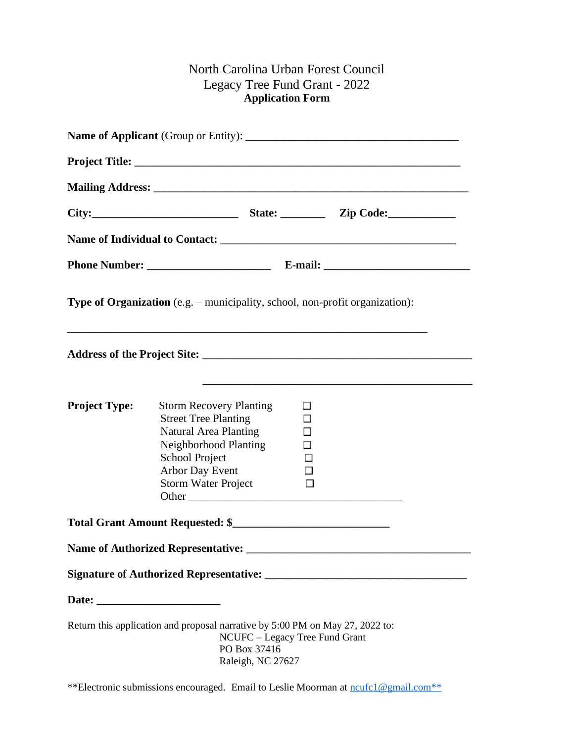North Carolina Urban Forest Council
Legacy Tree Fund Grant - 2022
**Application Form**

**Name of Applicant** (Group or Entity): ______________________________________

**Project Title: ___________________________________________________________**

**Mailing Address: ________________________________________________________**

**City:__________________________ State: ________ Zip Code:____________**

**Name of Individual to Contact: __________________________________________**

**Phone Number: ______________________ E-mail: __________________________**

**Type of Organization** (e.g. – municipality, school, non-profit organization):

_________________________________________________________________

**Address of the Project Site: ______________________________________________**

**________________________________________________**

**Project Type:**

- Storm Recovery Planting ☐
- Street Tree Planting ☐
- Natural Area Planting ☐
- Neighborhood Planting ☐
- School Project ☐
- Arbor Day Event ☐
- Storm Water Project ☐
- Other ______________________________________

**Total Grant Amount Requested: $___________________________**

**Name of Authorized Representative: ________________________________________**

**Signature of Authorized Representative: ____________________________________**

**Date: ______________________**

Return this application and proposal narrative by 5:00 PM on May 27, 2022 to:
NCUFC – Legacy Tree Fund Grant
PO Box 37416
Raleigh, NC 27627

**Electronic submissions encouraged. Email to Leslie Moorman at ncufc1@gmail.com**